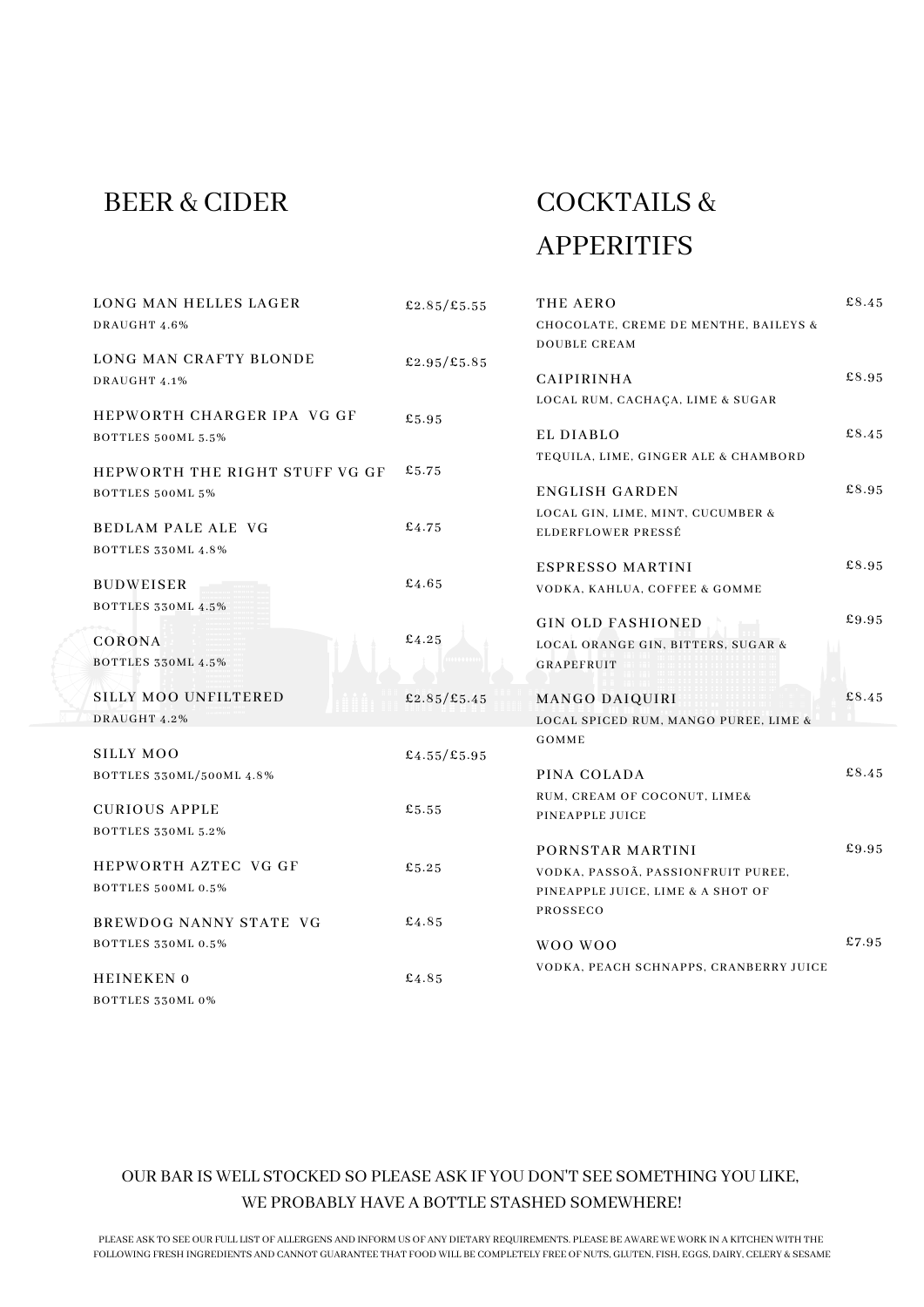## BEER & CIDER

| Item | Price |
| --- | --- |
| LONG MAN HELLES LAGER<br>DRAUGHT 4.6% | £2.85/£5.55 |
| LONG MAN CRAFTY BLONDE<br>DRAUGHT 4.1% | £2.95/£5.85 |
| HEPWORTH CHARGER IPA VG GF<br>BOTTLES 500ML 5.5% | £5.95 |
| HEPWORTH THE RIGHT STUFF VG GF<br>BOTTLES 500ML 5% | £5.75 |
| BEDLAM PALE ALE VG<br>BOTTLES 330ML 4.8% | £4.75 |
| BUDWEISER<br>BOTTLES 330ML 4.5% | £4.65 |
| CORONA<br>BOTTLES 330ML 4.5% | £4.25 |
| SILLY MOO UNFILTERED<br>DRAUGHT 4.2% | £2.85/£5.45 |
| SILLY MOO<br>BOTTLES 330ML/500ML 4.8% | £4.55/£5.95 |
| CURIOUS APPLE<br>BOTTLES 330ML 5.2% | £5.55 |
| HEPWORTH AZTEC VG GF<br>BOTTLES 500ML 0.5% | £5.25 |
| BREWDOG NANNY STATE VG<br>BOTTLES 330ML 0.5% | £4.85 |
| HEINEKEN 0<br>BOTTLES 330ML 0% | £4.85 |

## COCKTAILS & APPERITIFS

| Item | Price |
| --- | --- |
| THE AERO<br>CHOCOLATE, CREME DE MENTHE, BAILEYS & DOUBLE CREAM | £8.45 |
| CAIPIRINHA<br>LOCAL RUM, CACHAÇA, LIME & SUGAR | £8.95 |
| EL DIABLO<br>TEQUILA, LIME, GINGER ALE & CHAMBORD | £8.45 |
| ENGLISH GARDEN<br>LOCAL GIN, LIME, MINT, CUCUMBER & ELDERFLOWER PRESSÉ | £8.95 |
| ESPRESSO MARTINI<br>VODKA, KAHLUA, COFFEE & GOMME | £8.95 |
| GIN OLD FASHIONED<br>LOCAL ORANGE GIN, BITTERS, SUGAR & GRAPEFRUIT | £9.95 |
| MANGO DAIQUIRI<br>LOCAL SPICED RUM, MANGO PUREE, LIME & GOMME | £8.45 |
| PINA COLADA<br>RUM, CREAM OF COCONUT, LIME& PINEAPPLE JUICE | £8.45 |
| PORNSTAR MARTINI<br>VODKA, PASSOÃ, PASSIONFRUIT PUREE, PINEAPPLE JUICE, LIME & A SHOT OF PROSSECO | £9.95 |
| WOO WOO<br>VODKA, PEACH SCHNAPPS, CRANBERRY JUICE | £7.95 |

OUR BAR IS WELL STOCKED SO PLEASE ASK IF YOU DON'T SEE SOMETHING YOU LIKE, WE PROBABLY HAVE A BOTTLE STASHED SOMEWHERE!

PLEASE ASK TO SEE OUR FULL LIST OF ALLERGENS AND INFORM US OF ANY DIETARY REQUIREMENTS. PLEASE BE AWARE WE WORK IN A KITCHEN WITH THE FOLLOWING FRESH INGREDIENTS AND CANNOT GUARANTEE THAT FOOD WILL BE COMPLETELY FREE OF NUTS, GLUTEN, FISH, EGGS, DAIRY, CELERY & SESAME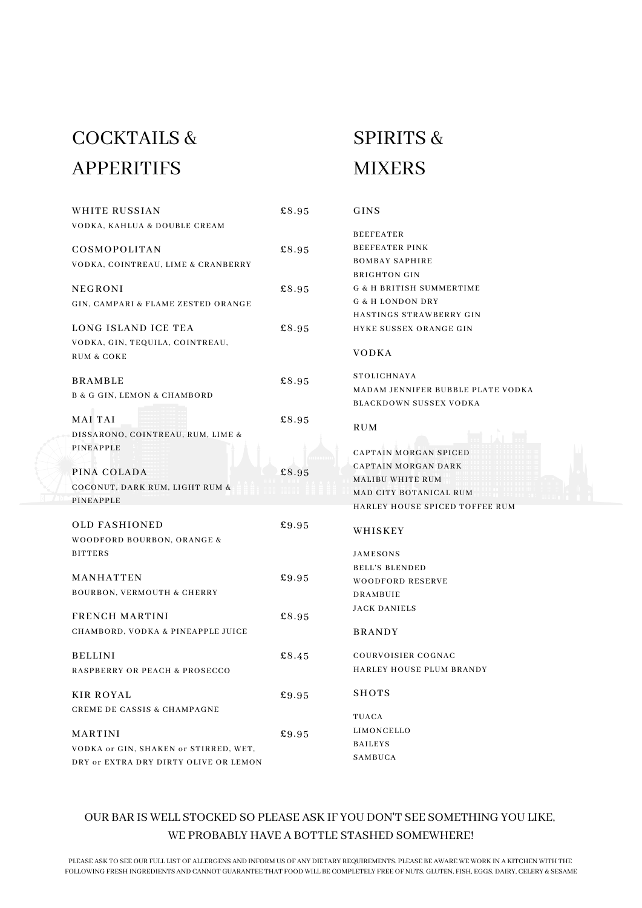## COCKTAILS & APPERITIFS

| Item | Price |
| --- | --- |
| WHITE RUSSIAN<br>VODKA, KAHLUA & DOUBLE CREAM | £8.95 |
| COSMOPOLITAN<br>VODKA, COINTREAU, LIME & CRANBERRY | £8.95 |
| NEGRONI<br>GIN, CAMPARI & FLAME ZESTED ORANGE | £8.95 |
| LONG ISLAND ICE TEA<br>VODKA, GIN, TEQUILA, COINTREAU, RUM & COKE | £8.95 |
| BRAMBLE<br>B & G GIN, LEMON & CHAMBORD | £8.95 |
| MAI TAI<br>DISSARONO, COINTREAU, RUM, LIME & PINEAPPLE | £8.95 |
| PINA COLADA<br>COCONUT, DARK RUM, LIGHT RUM & PINEAPPLE | £8.95 |
| OLD FASHIONED<br>WOODFORD BOURBON, ORANGE & BITTERS | £9.95 |
| MANHATTEN<br>BOURBON, VERMOUTH & CHERRY | £9.95 |
| FRENCH MARTINI<br>CHAMBORD, VODKA & PINEAPPLE JUICE | £8.95 |
| BELLINI<br>RASPBERRY OR PEACH & PROSECCO | £8.45 |
| KIR ROYAL<br>CREME DE CASSIS & CHAMPAGNE | £9.95 |
| MARTINI<br>VODKA or GIN, SHAKEN or STIRRED, WET, DRY or EXTRA DRY DIRTY OLIVE OR LEMON | £9.95 |

## SPIRITS & MIXERS

### GINS

- BEEFEATER
- BEEFEATER PINK
- BOMBAY SAPHIRE
- BRIGHTON GIN
- G & H BRITISH SUMMERTIME
- G & H LONDON DRY
- HASTINGS STRAWBERRY GIN
- HYKE SUSSEX ORANGE GIN

### VODKA

- STOLICHNAYA
- MADAM JENNIFER BUBBLE PLATE VODKA
- BLACKDOWN SUSSEX VODKA

### RUM

- CAPTAIN MORGAN SPICED
- CAPTAIN MORGAN DARK
- MALIBU WHITE RUM
- MAD CITY BOTANICAL RUM
- HARLEY HOUSE SPICED TOFFEE RUM

### WHISKEY

- JAMESONS
- BELL'S BLENDED
- WOODFORD RESERVE
- DRAMBUIE
- JACK DANIELS

### BRANDY

- COURVOISIER COGNAC
- HARLEY HOUSE PLUM BRANDY

### SHOTS

- TUACA
- LIMONCELLO
- BAILEYS
- SAMBUCA

OUR BAR IS WELL STOCKED SO PLEASE ASK IF YOU DON'T SEE SOMETHING YOU LIKE, WE PROBABLY HAVE A BOTTLE STASHED SOMEWHERE!

PLEASE ASK TO SEE OUR FULL LIST OF ALLERGENS AND INFORM US OF ANY DIETARY REQUIREMENTS. PLEASE BE AWARE WE WORK IN A KITCHEN WITH THE FOLLOWING FRESH INGREDIENTS AND CANNOT GUARANTEE THAT FOOD WILL BE COMPLETELY FREE OF NUTS, GLUTEN, FISH, EGGS, DAIRY, CELERY & SESAME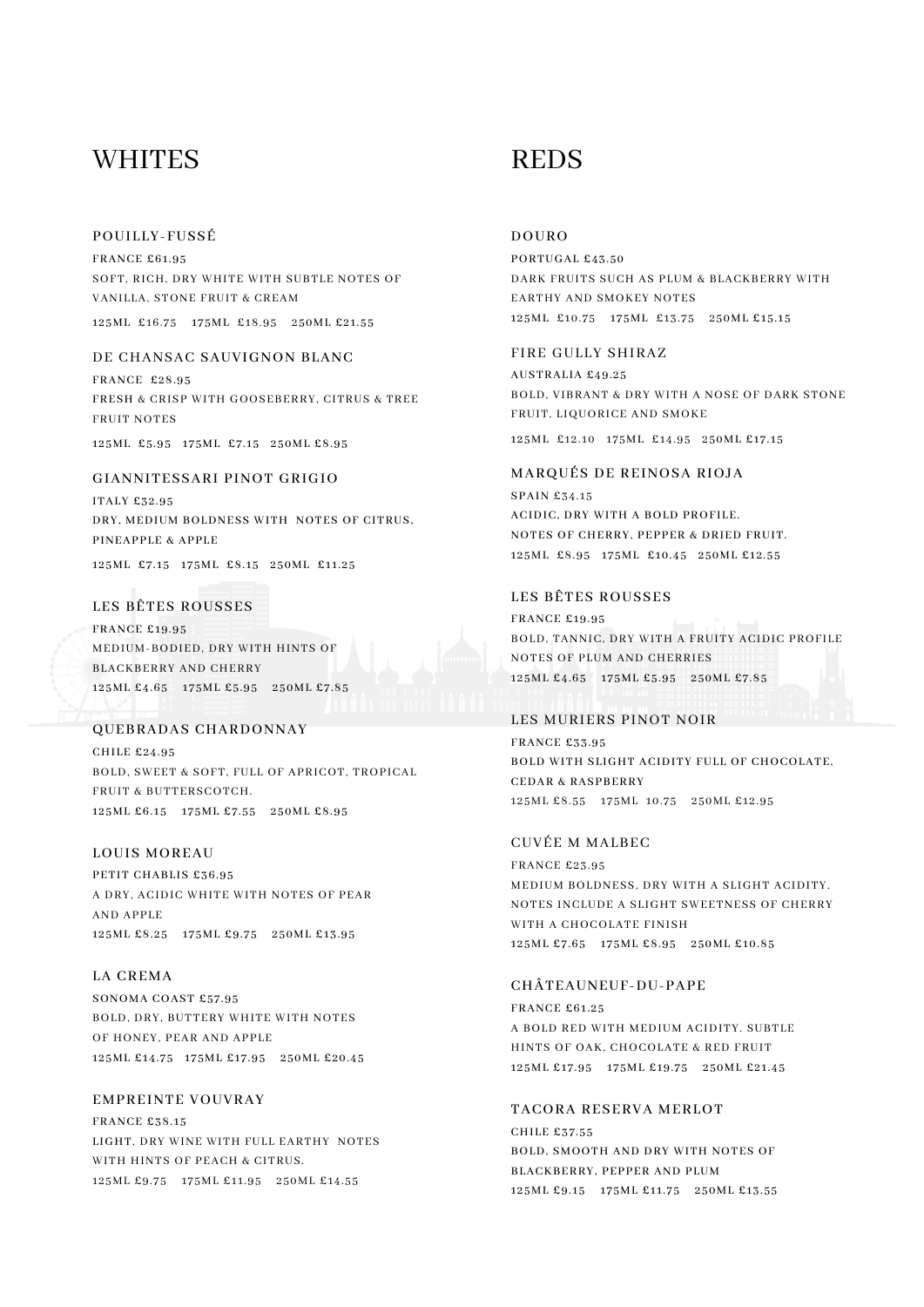# WHITES

### POUILLY-FUSSÉ

FRANCE £61.95

SOFT, RICH, DRY WHITE WITH SUBTLE NOTES OF VANILLA, STONE FRUIT & CREAM

125ML £16.75 175ML £18.95 250ML £21.55

### DE CHANSAC SAUVIGNON BLANC

FRANCE £28.95

FRESH & CRISP WITH GOOSEBERRY, CITRUS & TREE FRUIT NOTES

125ML £5.95 175ML £7.15 250ML £8.95

### GIANNITESSARI PINOT GRIGIO

ITALY £32.95

DRY, MEDIUM BOLDNESS WITH NOTES OF CITRUS, PINEAPPLE & APPLE

125ML £7.15 175ML £8.15 250ML £11.25

### LES BÊTES ROUSSES

FRANCE £19.95

MEDIUM-BODIED, DRY WITH HINTS OF BLACKBERRY AND CHERRY

125ML £4.65 175ML £5.95 250ML £7.85

### QUEBRADAS CHARDONNAY

CHILE £24.95

BOLD, SWEET & SOFT, FULL OF APRICOT, TROPICAL FRUIT & BUTTERSCOTCH.

125ML £6.15 175ML £7.55 250ML £8.95

### LOUIS MOREAU

PETIT CHABLIS £36.95

A DRY, ACIDIC WHITE WITH NOTES OF PEAR AND APPLE

125ML £8.25 175ML £9.75 250ML £13.95

### LA CREMA

SONOMA COAST £57.95

BOLD, DRY, BUTTERY WHITE WITH NOTES OF HONEY, PEAR AND APPLE

125ML £14.75 175ML £17.95 250ML £20.45

### EMPREINTE VOUVRAY

FRANCE £38.15

LIGHT, DRY WINE WITH FULL EARTHY NOTES WITH HINTS OF PEACH & CITRUS.

125ML £9.75 175ML £11.95 250ML £14.55

# REDS

### DOURO

PORTUGAL £43.50

DARK FRUITS SUCH AS PLUM & BLACKBERRY WITH EARTHY AND SMOKEY NOTES

125ML £10.75 175ML £13.75 250ML £15.15

### FIRE GULLY SHIRAZ

AUSTRALIA £49.25

BOLD, VIBRANT & DRY WITH A NOSE OF DARK STONE FRUIT, LIQUORICE AND SMOKE

125ML £12.10 175ML £14.95 250ML £17.15

### MARQUÉS DE REINOSA RIOJA

SPAIN £34.15

ACIDIC, DRY WITH A BOLD PROFILE. NOTES OF CHERRY, PEPPER & DRIED FRUIT.

125ML £8.95 175ML £10.45 250ML £12.55

### LES BÊTES ROUSSES

FRANCE £19.95

BOLD, TANNIC, DRY WITH A FRUITY ACIDIC PROFILE NOTES OF PLUM AND CHERRIES

125ML £4.65 175ML £5.95 250ML £7.85

### LES MURIERS PINOT NOIR

FRANCE £33.95

BOLD WITH SLIGHT ACIDITY FULL OF CHOCOLATE, CEDAR & RASPBERRY

125ML £8.55 175ML 10.75 250ML £12.95

### CUVÉE M MALBEC

FRANCE £23.95

MEDIUM BOLDNESS, DRY WITH A SLIGHT ACIDITY. NOTES INCLUDE A SLIGHT SWEETNESS OF CHERRY WITH A CHOCOLATE FINISH

125ML £7.65 175ML £8.95 250ML £10.85

### CHÂTEAUNEUF-DU-PAPE

FRANCE £61.25

A BOLD RED WITH MEDIUM ACIDITY. SUBTLE HINTS OF OAK, CHOCOLATE & RED FRUIT

125ML £17.95 175ML £19.75 250ML £21.45

### TACORA RESERVA MERLOT

CHILE £37.55

BOLD, SMOOTH AND DRY WITH NOTES OF BLACKBERRY, PEPPER AND PLUM

125ML £9.15 175ML £11.75 250ML £13.55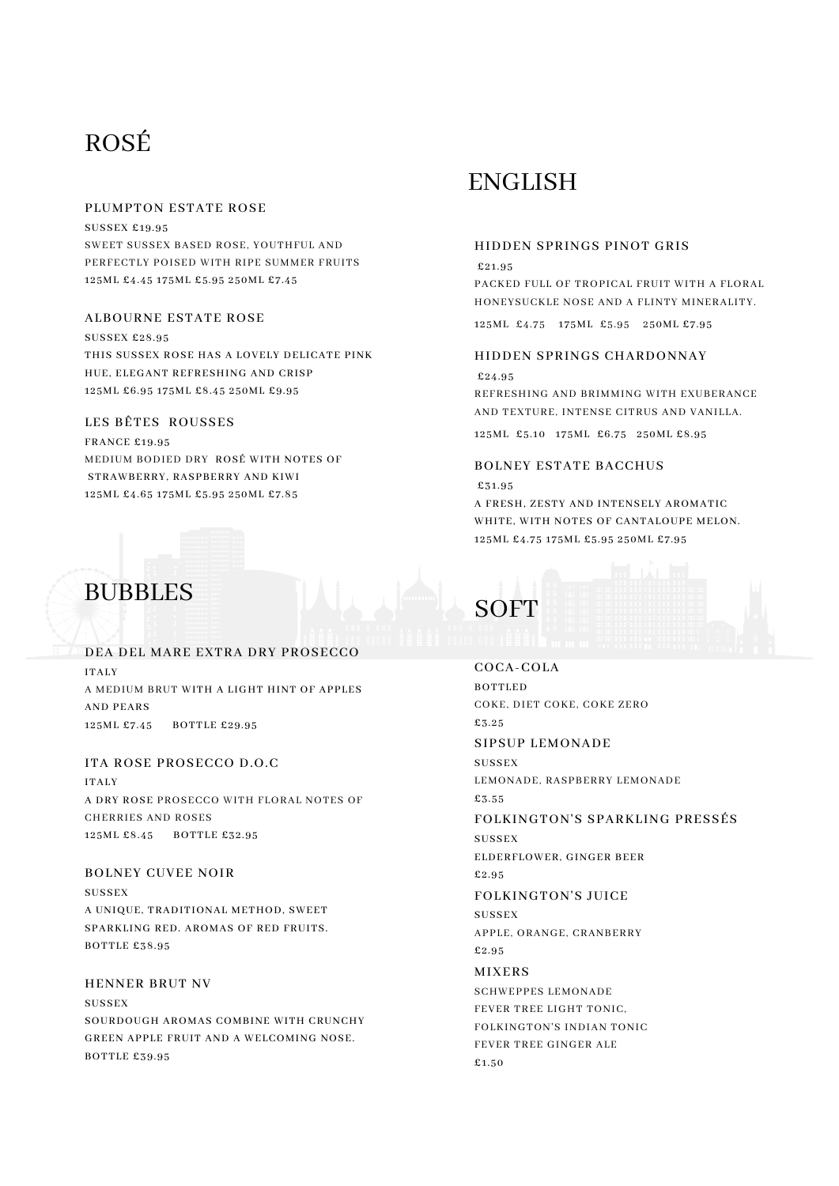# ROSÉ

### PLUMPTON ESTATE ROSE

SUSSEX £19.95

SWEET SUSSEX BASED ROSE, YOUTHFUL AND PERFECTLY POISED WITH RIPE SUMMER FRUITS

125ML £4.45 175ML £5.95 250ML £7.45

### ALBOURNE ESTATE ROSE

SUSSEX £28.95

THIS SUSSEX ROSE HAS A LOVELY DELICATE PINK HUE, ELEGANT REFRESHING AND CRISP

125ML £6.95 175ML £8.45 250ML £9.95

### LES BÊTES ROUSSES

FRANCE £19.95

MEDIUM BODIED DRY ROSÉ WITH NOTES OF STRAWBERRY, RASPBERRY AND KIWI

125ML £4.65 175ML £5.95 250ML £7.85

# BUBBLES

### DEA DEL MARE EXTRA DRY PROSECCO

ITALY

A MEDIUM BRUT WITH A LIGHT HINT OF APPLES AND PEARS

125ML £7.45 BOTTLE £29.95

### ITA ROSE PROSECCO D.O.C

ITALY

A DRY ROSE PROSECCO WITH FLORAL NOTES OF CHERRIES AND ROSES

125ML £8.45 BOTTLE £32.95

### BOLNEY CUVEE NOIR

SUSSEX

A UNIQUE, TRADITIONAL METHOD, SWEET SPARKLING RED. AROMAS OF RED FRUITS.

BOTTLE £38.95

### HENNER BRUT NV

SUSSEX

SOURDOUGH AROMAS COMBINE WITH CRUNCHY GREEN APPLE FRUIT AND A WELCOMING NOSE.

BOTTLE £39.95

# ENGLISH

### HIDDEN SPRINGS PINOT GRIS

£21.95

PACKED FULL OF TROPICAL FRUIT WITH A FLORAL HONEYSUCKLE NOSE AND A FLINTY MINERALITY.

125ML £4.75 175ML £5.95 250ML £7.95

### HIDDEN SPRINGS CHARDONNAY

£24.95

REFRESHING AND BRIMMING WITH EXUBERANCE AND TEXTURE, INTENSE CITRUS AND VANILLA.

125ML £5.10 175ML £6.75 250ML £8.95

### BOLNEY ESTATE BACCHUS

£31.95

A FRESH, ZESTY AND INTENSELY AROMATIC WHITE, WITH NOTES OF CANTALOUPE MELON.

125ML £4.75 175ML £5.95 250ML £7.95

# SOFT

### COCA-COLA

BOTTLED

COKE, DIET COKE, COKE ZERO

£3.25

### SIPSUP LEMONADE

SUSSEX

LEMONADE, RASPBERRY LEMONADE

£3.55

### FOLKINGTON'S SPARKLING PRESSÉS

SUSSEX

ELDERFLOWER, GINGER BEER

£2.95

### FOLKINGTON'S JUICE

SUSSEX

APPLE, ORANGE, CRANBERRY

£2.95

### MIXERS

SCHWEPPES LEMONADE

FEVER TREE LIGHT TONIC,

FOLKINGTON'S INDIAN TONIC

FEVER TREE GINGER ALE

£1.50